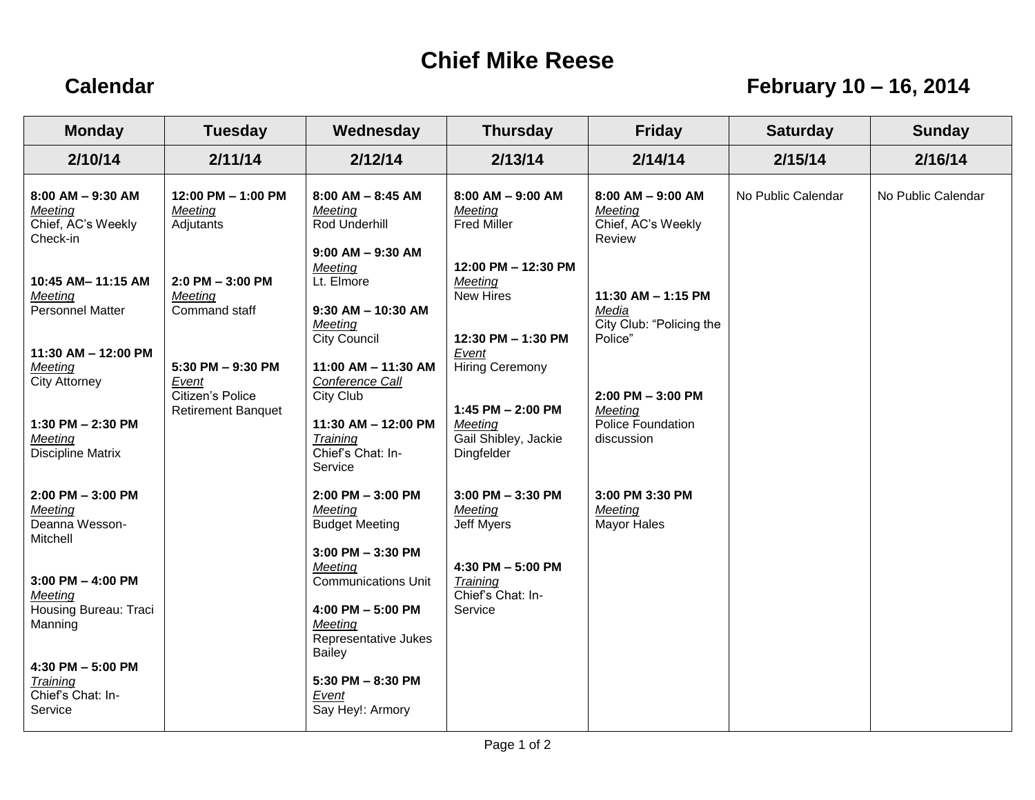# Chief Mike Reese

## Calendar — February 10 – 16, 2014

| Monday | Tuesday | Wednesday | Thursday | Friday | Saturday | Sunday |
|---|---|---|---|---|---|---|
| **2/10/14** | **2/11/14** | **2/12/14** | **2/13/14** | **2/14/14** | **2/15/14** | **2/16/14** |
| **8:00 AM – 9:30 AM**<br>*Meeting*<br>Chief, AC's Weekly Check-in<br><br>**10:45 AM– 11:15 AM**<br>*Meeting*<br>Personnel Matter<br><br>**11:30 AM – 12:00 PM**<br>*Meeting*<br>City Attorney<br><br>**1:30 PM – 2:30 PM**<br>*Meeting*<br>Discipline Matrix<br><br>**2:00 PM – 3:00 PM**<br>*Meeting*<br>Deanna Wesson-Mitchell<br><br>**3:00 PM – 4:00 PM**<br>*Meeting*<br>Housing Bureau: Traci Manning<br><br>**4:30 PM – 5:00 PM**<br>*Training*<br>Chief's Chat: In-Service | **12:00 PM – 1:00 PM**<br>*Meeting*<br>Adjutants<br><br>**2:0 PM – 3:00 PM**<br>*Meeting*<br>Command staff<br><br>**5:30 PM – 9:30 PM**<br>*Event*<br>Citizen's Police Retirement Banquet | **8:00 AM – 8:45 AM**<br>*Meeting*<br>Rod Underhill<br><br>**9:00 AM – 9:30 AM**<br>*Meeting*<br>Lt. Elmore<br><br>**9:30 AM – 10:30 AM**<br>*Meeting*<br>City Council<br><br>**11:00 AM – 11:30 AM**<br>*Conference Call*<br>City Club<br><br>**11:30 AM – 12:00 PM**<br>*Training*<br>Chief's Chat: In-Service<br><br>**2:00 PM – 3:00 PM**<br>*Meeting*<br>Budget Meeting<br><br>**3:00 PM – 3:30 PM**<br>*Meeting*<br>Communications Unit<br><br>**4:00 PM – 5:00 PM**<br>*Meeting*<br>Representative Jukes Bailey<br><br>**5:30 PM – 8:30 PM**<br>*Event*<br>Say Hey!: Armory | **8:00 AM – 9:00 AM**<br>*Meeting*<br>Fred Miller<br><br>**12:00 PM – 12:30 PM**<br>*Meeting*<br>New Hires<br><br>**12:30 PM – 1:30 PM**<br>*Event*<br>Hiring Ceremony<br><br>**1:45 PM – 2:00 PM**<br>*Meeting*<br>Gail Shibley, Jackie Dingfelder<br><br>**3:00 PM – 3:30 PM**<br>*Meeting*<br>Jeff Myers<br><br>**4:30 PM – 5:00 PM**<br>*Training*<br>Chief's Chat: In-Service | **8:00 AM – 9:00 AM**<br>*Meeting*<br>Chief, AC's Weekly Review<br><br>**11:30 AM – 1:15 PM**<br>*Media*<br>City Club: "Policing the Police"<br><br>**2:00 PM – 3:00 PM**<br>*Meeting*<br>Police Foundation discussion<br><br>**3:00 PM 3:30 PM**<br>*Meeting*<br>Mayor Hales | No Public Calendar | No Public Calendar |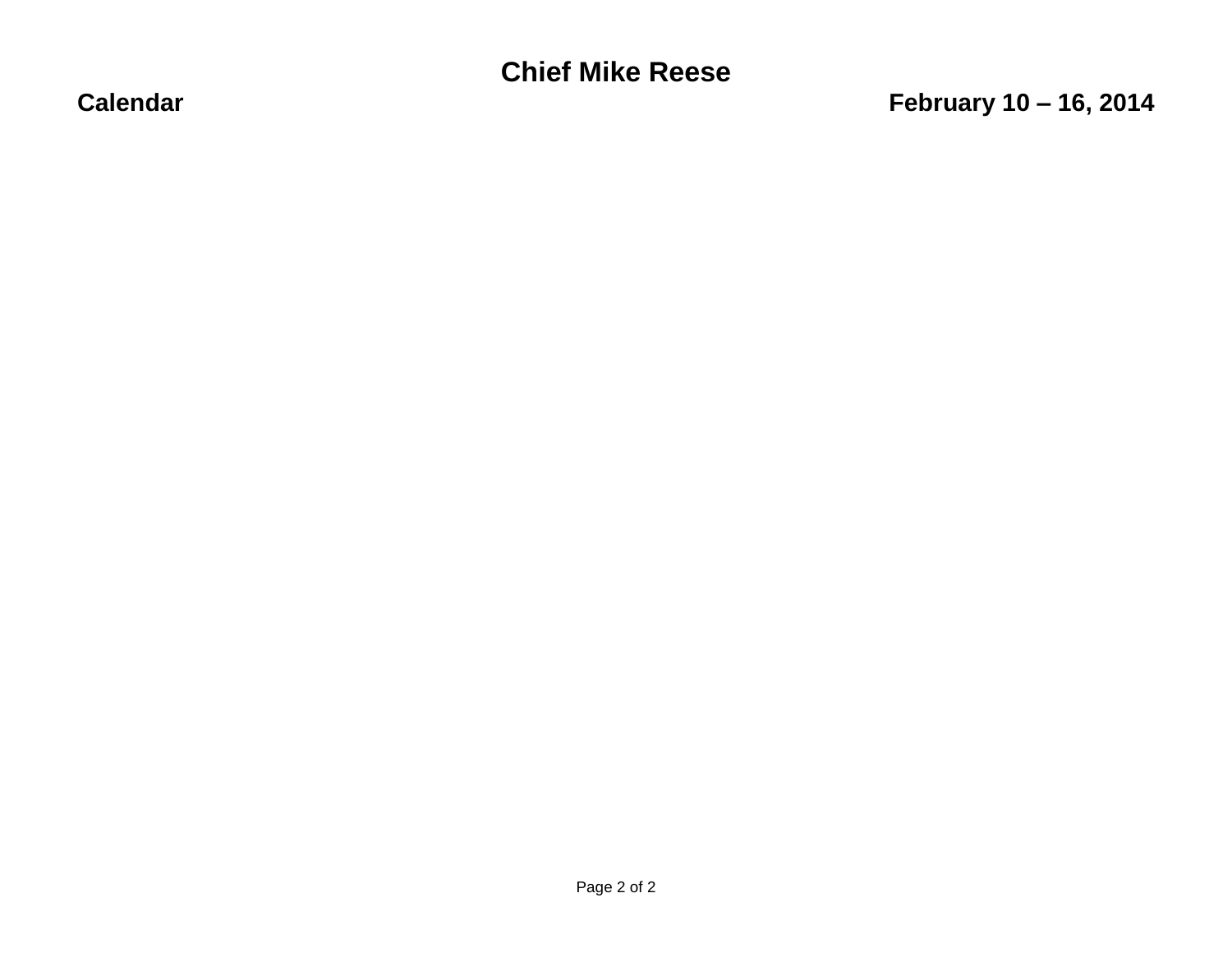# Chief Mike Reese

**Calendar** **February 10 – 16, 2014**